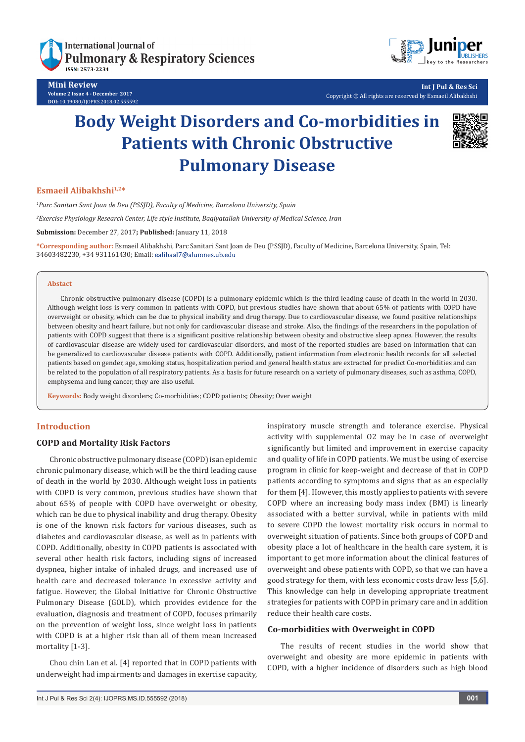Mini Review

Volume 2 Issue 4 - December 2017

DOI: 10.19080/IJOPRS.2018.02.555592

Int J Pul & Res Sci

Copyright © All rights are reserved by Esmaeil Alibakhshi

# Body Weight Disorders and Co-morbidities in Patients with Chronic Obstructive Pulmonary Disease

**Esmaeil Alibakhshi**[1,2]*

*[1]Parc Sanitari Sant Joan de Deu (PSSJD), Faculty of Medicine, Barcelona University, Spain*

*[2]Exercise Physiology Research Center, Life style Institute, Baqiyatallah University of Medical Science, Iran*

**Submission:** December 27, 2017**; Published:** January 11, 2018

**\*Corresponding author:** Esmaeil Alibakhshi, Parc Sanitari Sant Joan de Deu (PSSJD), Faculty of Medicine, Barcelona University, Spain, Tel: 34603482230, +34 931161430; Email: ealibaal7@alumnes.ub.edu

## Abstact

Chronic obstructive pulmonary disease (COPD) is a pulmonary epidemic which is the third leading cause of death in the world in 2030. Although weight loss is very common in patients with COPD, but previous studies have shown that about 65% of patients with COPD have overweight or obesity, which can be due to physical inability and drug therapy. Due to cardiovascular disease, we found positive relationships between obesity and heart failure, but not only for cardiovascular disease and stroke. Also, the findings of the researchers in the population of patients with COPD suggest that there is a significant positive relationship between obesity and obstructive sleep apnea. However, the results of cardiovascular disease are widely used for cardiovascular disorders, and most of the reported studies are based on information that can be generalized to cardiovascular disease patients with COPD. Additionally, patient information from electronic health records for all selected patients based on gender, age, smoking status, hospitalization period and general health status are extracted for predict Co-morbidities and can be related to the population of all respiratory patients. As a basis for future research on a variety of pulmonary diseases, such as asthma, COPD, emphysema and lung cancer, they are also useful.

**Keywords:** Body weight disorders; Co-morbidities; COPD patients; Obesity; Over weight

## Introduction

### COPD and Mortality Risk Factors

Chronic obstructive pulmonary disease (COPD) is an epidemic chronic pulmonary disease, which will be the third leading cause of death in the world by 2030. Although weight loss in patients with COPD is very common, previous studies have shown that about 65% of people with COPD have overweight or obesity, which can be due to physical inability and drug therapy. Obesity is one of the known risk factors for various diseases, such as diabetes and cardiovascular disease, as well as in patients with COPD. Additionally, obesity in COPD patients is associated with several other health risk factors, including signs of increased dyspnea, higher intake of inhaled drugs, and increased use of health care and decreased tolerance in excessive activity and fatigue. However, the Global Initiative for Chronic Obstructive Pulmonary Disease (GOLD), which provides evidence for the evaluation, diagnosis and treatment of COPD, focuses primarily on the prevention of weight loss, since weight loss in patients with COPD is at a higher risk than all of them mean increased mortality [1-3].

Chou chin Lan et al. [4] reported that in COPD patients with underweight had impairments and damages in exercise capacity, inspiratory muscle strength and tolerance exercise. Physical activity with supplemental O2 may be in case of overweight significantly but limited and improvement in exercise capacity and quality of life in COPD patients. We must be using of exercise program in clinic for keep-weight and decrease of that in COPD patients according to symptoms and signs that as an especially for them [4]. However, this mostly applies to patients with severe COPD where an increasing body mass index (BMI) is linearly associated with a better survival, while in patients with mild to severe COPD the lowest mortality risk occurs in normal to overweight situation of patients. Since both groups of COPD and obesity place a lot of healthcare in the health care system, it is important to get more information about the clinical features of overweight and obese patients with COPD, so that we can have a good strategy for them, with less economic costs draw less [5,6]. This knowledge can help in developing appropriate treatment strategies for patients with COPD in primary care and in addition reduce their health care costs.

### Co-morbidities with Overweight in COPD

The results of recent studies in the world show that overweight and obesity are more epidemic in patients with COPD, with a higher incidence of disorders such as high blood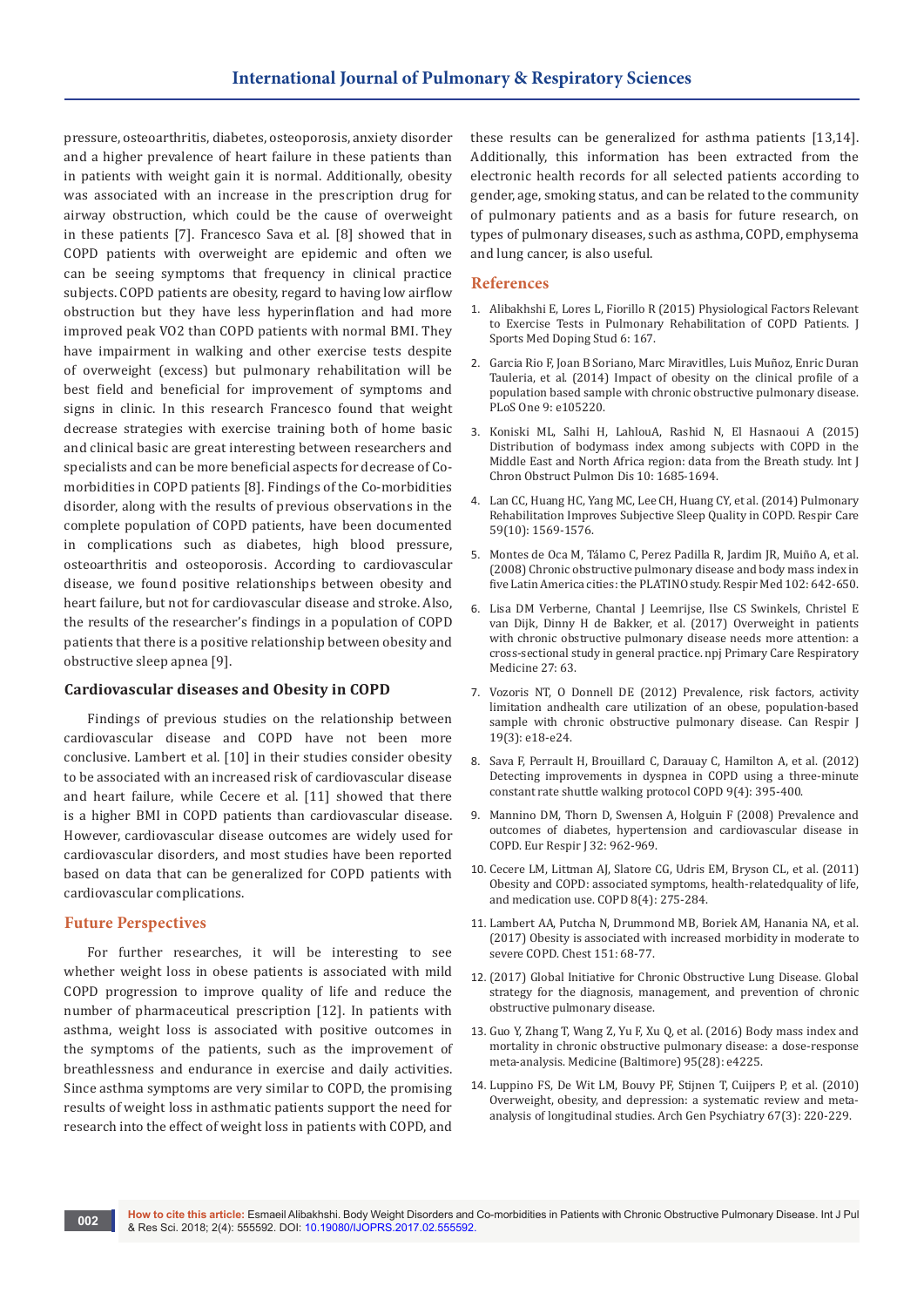pressure, osteoarthritis, diabetes, osteoporosis, anxiety disorder and a higher prevalence of heart failure in these patients than in patients with weight gain it is normal. Additionally, obesity was associated with an increase in the prescription drug for airway obstruction, which could be the cause of overweight in these patients [7]. Francesco Sava et al. [8] showed that in COPD patients with overweight are epidemic and often we can be seeing symptoms that frequency in clinical practice subjects. COPD patients are obesity, regard to having low airflow obstruction but they have less hyperinflation and had more improved peak VO2 than COPD patients with normal BMI. They have impairment in walking and other exercise tests despite of overweight (excess) but pulmonary rehabilitation will be best field and beneficial for improvement of symptoms and signs in clinic. In this research Francesco found that weight decrease strategies with exercise training both of home basic and clinical basic are great interesting between researchers and specialists and can be more beneficial aspects for decrease of Co-morbidities in COPD patients [8]. Findings of the Co-morbidities disorder, along with the results of previous observations in the complete population of COPD patients, have been documented in complications such as diabetes, high blood pressure, osteoarthritis and osteoporosis. According to cardiovascular disease, we found positive relationships between obesity and heart failure, but not for cardiovascular disease and stroke. Also, the results of the researcher's findings in a population of COPD patients that there is a positive relationship between obesity and obstructive sleep apnea [9].

### Cardiovascular diseases and Obesity in COPD

Findings of previous studies on the relationship between cardiovascular disease and COPD have not been more conclusive. Lambert et al. [10] in their studies consider obesity to be associated with an increased risk of cardiovascular disease and heart failure, while Cecere et al. [11] showed that there is a higher BMI in COPD patients than cardiovascular disease. However, cardiovascular disease outcomes are widely used for cardiovascular disorders, and most studies have been reported based on data that can be generalized for COPD patients with cardiovascular complications.

## Future Perspectives

For further researches, it will be interesting to see whether weight loss in obese patients is associated with mild COPD progression to improve quality of life and reduce the number of pharmaceutical prescription [12]. In patients with asthma, weight loss is associated with positive outcomes in the symptoms of the patients, such as the improvement of breathlessness and endurance in exercise and daily activities. Since asthma symptoms are very similar to COPD, the promising results of weight loss in asthmatic patients support the need for research into the effect of weight loss in patients with COPD, and these results can be generalized for asthma patients [13,14]. Additionally, this information has been extracted from the electronic health records for all selected patients according to gender, age, smoking status, and can be related to the community of pulmonary patients and as a basis for future research, on types of pulmonary diseases, such as asthma, COPD, emphysema and lung cancer, is also useful.

## References

1. Alibakhshi E, Lores L, Fiorillo R (2015) Physiological Factors Relevant to Exercise Tests in Pulmonary Rehabilitation of COPD Patients. J Sports Med Doping Stud 6: 167.
2. Garcia Rio F, Joan B Soriano, Marc Miravitlles, Luis Muñoz, Enric Duran Tauleria, et al. (2014) Impact of obesity on the clinical profile of a population based sample with chronic obstructive pulmonary disease. PLoS One 9: e105220.
3. Koniski ML, Salhi H, LahlouA, Rashid N, El Hasnaoui A (2015) Distribution of bodymass index among subjects with COPD in the Middle East and North Africa region: data from the Breath study. Int J Chron Obstruct Pulmon Dis 10: 1685-1694.
4. Lan CC, Huang HC, Yang MC, Lee CH, Huang CY, et al. (2014) Pulmonary Rehabilitation Improves Subjective Sleep Quality in COPD. Respir Care 59(10): 1569-1576.
5. Montes de Oca M, Tálamo C, Perez Padilla R, Jardim JR, Muiño A, et al. (2008) Chronic obstructive pulmonary disease and body mass index in five Latin America cities: the PLATINO study. Respir Med 102: 642-650.
6. Lisa DM Verberne, Chantal J Leemrijse, Ilse CS Swinkels, Christel E van Dijk, Dinny H de Bakker, et al. (2017) Overweight in patients with chronic obstructive pulmonary disease needs more attention: a cross-sectional study in general practice. npj Primary Care Respiratory Medicine 27: 63.
7. Vozoris NT, O Donnell DE (2012) Prevalence, risk factors, activity limitation andhealth care utilization of an obese, population-based sample with chronic obstructive pulmonary disease. Can Respir J 19(3): e18-e24.
8. Sava F, Perrault H, Brouillard C, Darauay C, Hamilton A, et al. (2012) Detecting improvements in dyspnea in COPD using a three-minute constant rate shuttle walking protocol COPD 9(4): 395-400.
9. Mannino DM, Thorn D, Swensen A, Holguin F (2008) Prevalence and outcomes of diabetes, hypertension and cardiovascular disease in COPD. Eur Respir J 32: 962-969.
10. Cecere LM, Littman AJ, Slatore CG, Udris EM, Bryson CL, et al. (2011) Obesity and COPD: associated symptoms, health-relatedquality of life, and medication use. COPD 8(4): 275-284.
11. Lambert AA, Putcha N, Drummond MB, Boriek AM, Hanania NA, et al. (2017) Obesity is associated with increased morbidity in moderate to severe COPD. Chest 151: 68-77.
12. (2017) Global Initiative for Chronic Obstructive Lung Disease. Global strategy for the diagnosis, management, and prevention of chronic obstructive pulmonary disease.
13. Guo Y, Zhang T, Wang Z, Yu F, Xu Q, et al. (2016) Body mass index and mortality in chronic obstructive pulmonary disease: a dose-response meta-analysis. Medicine (Baltimore) 95(28): e4225.
14. Luppino FS, De Wit LM, Bouvy PF, Stijnen T, Cuijpers P, et al. (2010) Overweight, obesity, and depression: a systematic review and meta-analysis of longitudinal studies. Arch Gen Psychiatry 67(3): 220-229.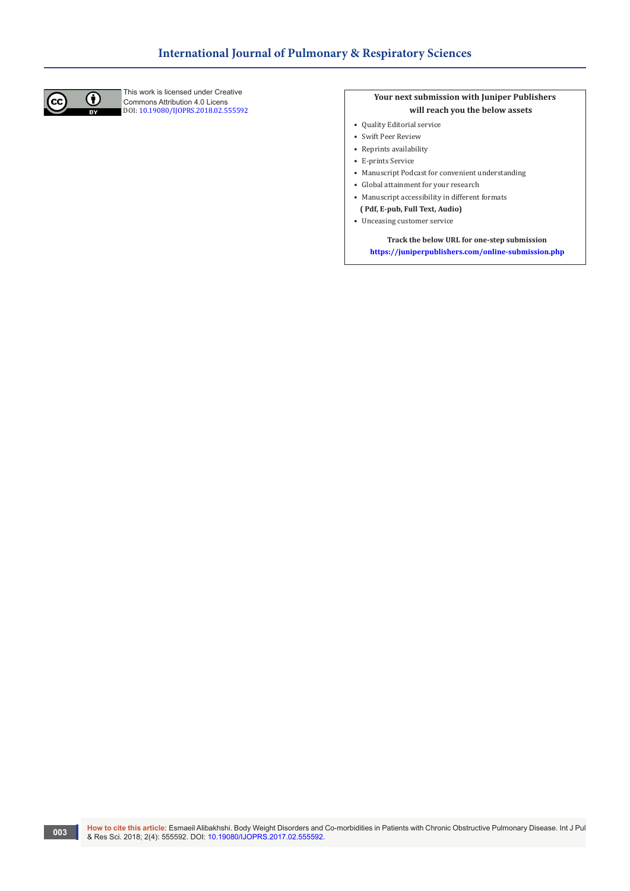This work is licensed under Creative Commons Attribution 4.0 Licens
DOI: 10.19080/IJOPRS.2018.02.555592

**Your next submission with Juniper Publishers will reach you the below assets**

- Quality Editorial service
- Swift Peer Review
- Reprints availability
- E-prints Service
- Manuscript Podcast for convenient understanding
- Global attainment for your research
- Manuscript accessibility in different formats
  **( Pdf, E-pub, Full Text, Audio)**
- Unceasing customer service

**Track the below URL for one-step submission**
**https://juniperpublishers.com/online-submission.php**

**How to cite this article:** Esmaeil Alibakhshi. Body Weight Disorders and Co-morbidities in Patients with Chronic Obstructive Pulmonary Disease. Int J Pul & Res Sci. 2018; 2(4): 555592. DOI: 10.19080/IJOPRS.2017.02.555592.